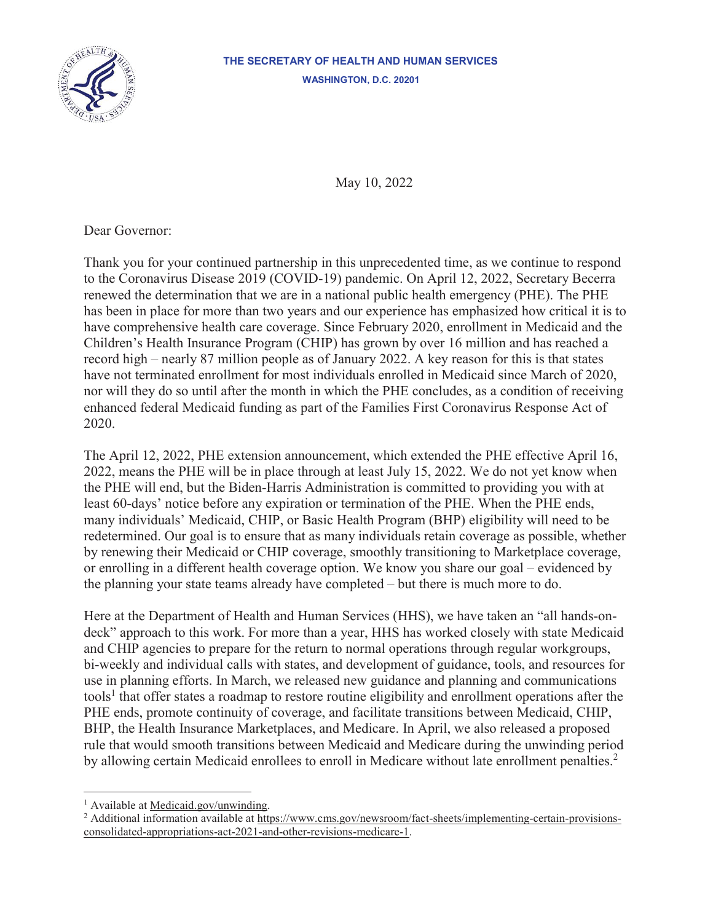**THE SECRETARY OF HEALTH AND HUMAN SERVICES**
**WASHINGTON, D.C. 20201**

May 10, 2022

Dear Governor:

Thank you for your continued partnership in this unprecedented time, as we continue to respond to the Coronavirus Disease 2019 (COVID-19) pandemic. On April 12, 2022, Secretary Becerra renewed the determination that we are in a national public health emergency (PHE). The PHE has been in place for more than two years and our experience has emphasized how critical it is to have comprehensive health care coverage. Since February 2020, enrollment in Medicaid and the Children's Health Insurance Program (CHIP) has grown by over 16 million and has reached a record high – nearly 87 million people as of January 2022. A key reason for this is that states have not terminated enrollment for most individuals enrolled in Medicaid since March of 2020, nor will they do so until after the month in which the PHE concludes, as a condition of receiving enhanced federal Medicaid funding as part of the Families First Coronavirus Response Act of 2020.

The April 12, 2022, PHE extension announcement, which extended the PHE effective April 16, 2022, means the PHE will be in place through at least July 15, 2022. We do not yet know when the PHE will end, but the Biden-Harris Administration is committed to providing you with at least 60-days' notice before any expiration or termination of the PHE. When the PHE ends, many individuals' Medicaid, CHIP, or Basic Health Program (BHP) eligibility will need to be redetermined. Our goal is to ensure that as many individuals retain coverage as possible, whether by renewing their Medicaid or CHIP coverage, smoothly transitioning to Marketplace coverage, or enrolling in a different health coverage option. We know you share our goal – evidenced by the planning your state teams already have completed – but there is much more to do.

Here at the Department of Health and Human Services (HHS), we have taken an "all hands-on-deck" approach to this work. For more than a year, HHS has worked closely with state Medicaid and CHIP agencies to prepare for the return to normal operations through regular workgroups, bi-weekly and individual calls with states, and development of guidance, tools, and resources for use in planning efforts. In March, we released new guidance and planning and communications tools[1] that offer states a roadmap to restore routine eligibility and enrollment operations after the PHE ends, promote continuity of coverage, and facilitate transitions between Medicaid, CHIP, BHP, the Health Insurance Marketplaces, and Medicare. In April, we also released a proposed rule that would smooth transitions between Medicaid and Medicare during the unwinding period by allowing certain Medicaid enrollees to enroll in Medicare without late enrollment penalties.[2]

---

[1] Available at Medicaid.gov/unwinding.

[2] Additional information available at https://www.cms.gov/newsroom/fact-sheets/implementing-certain-provisions-consolidated-appropriations-act-2021-and-other-revisions-medicare-1.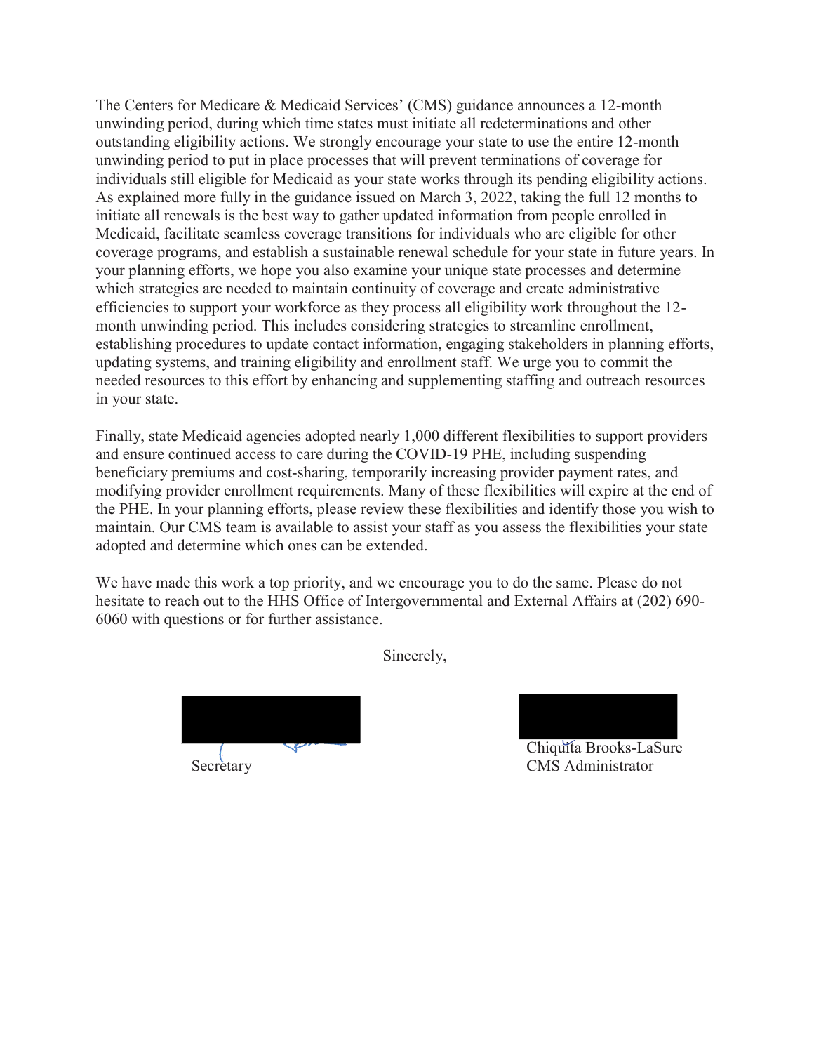The Centers for Medicare & Medicaid Services' (CMS) guidance announces a 12-month unwinding period, during which time states must initiate all redeterminations and other outstanding eligibility actions. We strongly encourage your state to use the entire 12-month unwinding period to put in place processes that will prevent terminations of coverage for individuals still eligible for Medicaid as your state works through its pending eligibility actions. As explained more fully in the guidance issued on March 3, 2022, taking the full 12 months to initiate all renewals is the best way to gather updated information from people enrolled in Medicaid, facilitate seamless coverage transitions for individuals who are eligible for other coverage programs, and establish a sustainable renewal schedule for your state in future years. In your planning efforts, we hope you also examine your unique state processes and determine which strategies are needed to maintain continuity of coverage and create administrative efficiencies to support your workforce as they process all eligibility work throughout the 12-month unwinding period. This includes considering strategies to streamline enrollment, establishing procedures to update contact information, engaging stakeholders in planning efforts, updating systems, and training eligibility and enrollment staff. We urge you to commit the needed resources to this effort by enhancing and supplementing staffing and outreach resources in your state.

Finally, state Medicaid agencies adopted nearly 1,000 different flexibilities to support providers and ensure continued access to care during the COVID-19 PHE, including suspending beneficiary premiums and cost-sharing, temporarily increasing provider payment rates, and modifying provider enrollment requirements. Many of these flexibilities will expire at the end of the PHE. In your planning efforts, please review these flexibilities and identify those you wish to maintain. Our CMS team is available to assist your staff as you assess the flexibilities your state adopted and determine which ones can be extended.

We have made this work a top priority, and we encourage you to do the same. Please do not hesitate to reach out to the HHS Office of Intergovernmental and External Affairs at (202) 690-6060 with questions or for further assistance.

Sincerely,

Secretary

Chiquita Brooks-LaSure
CMS Administrator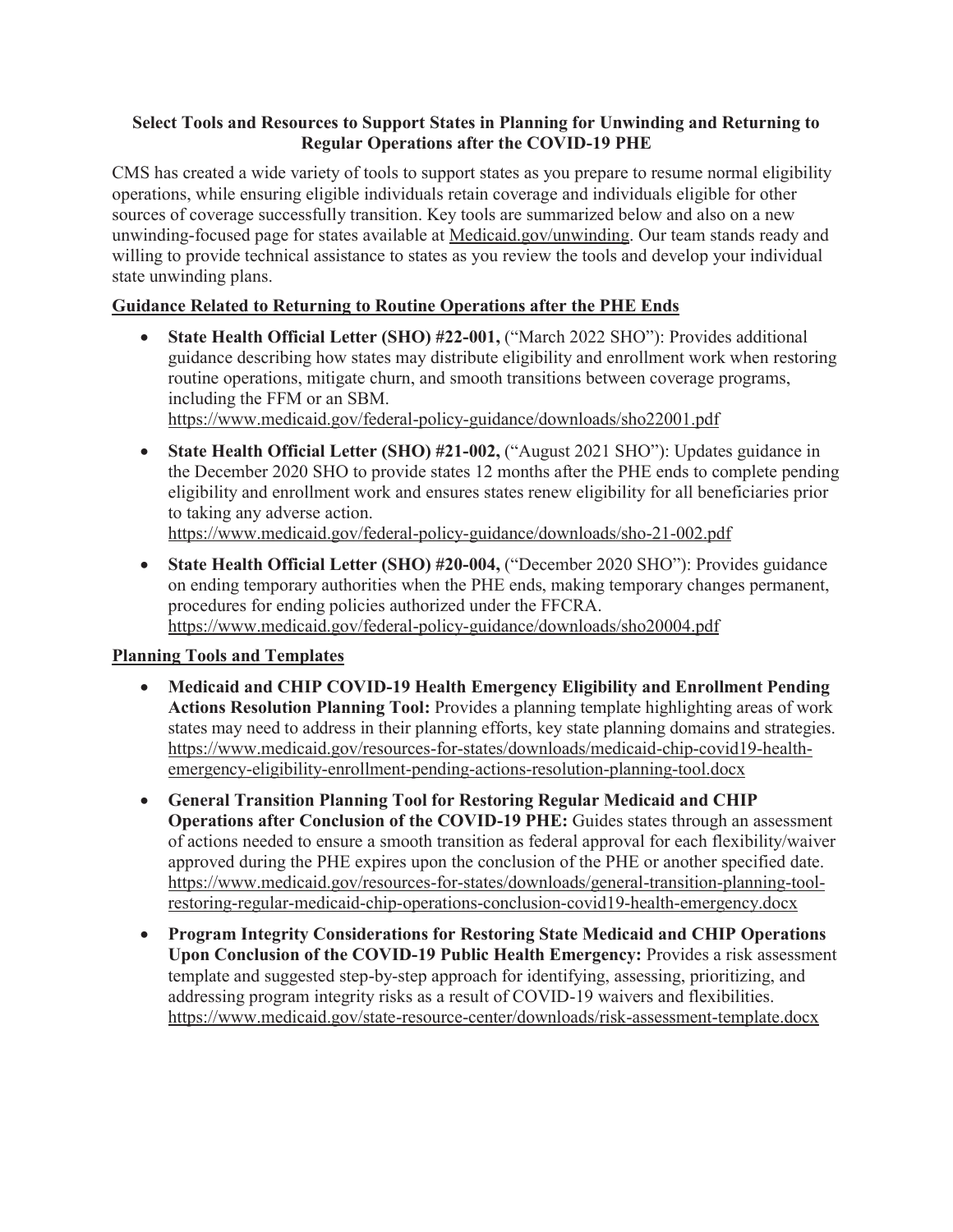**Select Tools and Resources to Support States in Planning for Unwinding and Returning to Regular Operations after the COVID-19 PHE**

CMS has created a wide variety of tools to support states as you prepare to resume normal eligibility operations, while ensuring eligible individuals retain coverage and individuals eligible for other sources of coverage successfully transition. Key tools are summarized below and also on a new unwinding-focused page for states available at Medicaid.gov/unwinding. Our team stands ready and willing to provide technical assistance to states as you review the tools and develop your individual state unwinding plans.

**Guidance Related to Returning to Routine Operations after the PHE Ends**

- **State Health Official Letter (SHO) #22-001,** ("March 2022 SHO"): Provides additional guidance describing how states may distribute eligibility and enrollment work when restoring routine operations, mitigate churn, and smooth transitions between coverage programs, including the FFM or an SBM.
  https://www.medicaid.gov/federal-policy-guidance/downloads/sho22001.pdf
- **State Health Official Letter (SHO) #21-002,** ("August 2021 SHO"): Updates guidance in the December 2020 SHO to provide states 12 months after the PHE ends to complete pending eligibility and enrollment work and ensures states renew eligibility for all beneficiaries prior to taking any adverse action.
  https://www.medicaid.gov/federal-policy-guidance/downloads/sho-21-002.pdf
- **State Health Official Letter (SHO) #20-004,** ("December 2020 SHO"): Provides guidance on ending temporary authorities when the PHE ends, making temporary changes permanent, procedures for ending policies authorized under the FFCRA.
  https://www.medicaid.gov/federal-policy-guidance/downloads/sho20004.pdf

**Planning Tools and Templates**

- **Medicaid and CHIP COVID-19 Health Emergency Eligibility and Enrollment Pending Actions Resolution Planning Tool:** Provides a planning template highlighting areas of work states may need to address in their planning efforts, key state planning domains and strategies.
  https://www.medicaid.gov/resources-for-states/downloads/medicaid-chip-covid19-health-emergency-eligibility-enrollment-pending-actions-resolution-planning-tool.docx
- **General Transition Planning Tool for Restoring Regular Medicaid and CHIP Operations after Conclusion of the COVID-19 PHE:** Guides states through an assessment of actions needed to ensure a smooth transition as federal approval for each flexibility/waiver approved during the PHE expires upon the conclusion of the PHE or another specified date.
  https://www.medicaid.gov/resources-for-states/downloads/general-transition-planning-tool-restoring-regular-medicaid-chip-operations-conclusion-covid19-health-emergency.docx
- **Program Integrity Considerations for Restoring State Medicaid and CHIP Operations Upon Conclusion of the COVID-19 Public Health Emergency:** Provides a risk assessment template and suggested step-by-step approach for identifying, assessing, prioritizing, and addressing program integrity risks as a result of COVID-19 waivers and flexibilities.
  https://www.medicaid.gov/state-resource-center/downloads/risk-assessment-template.docx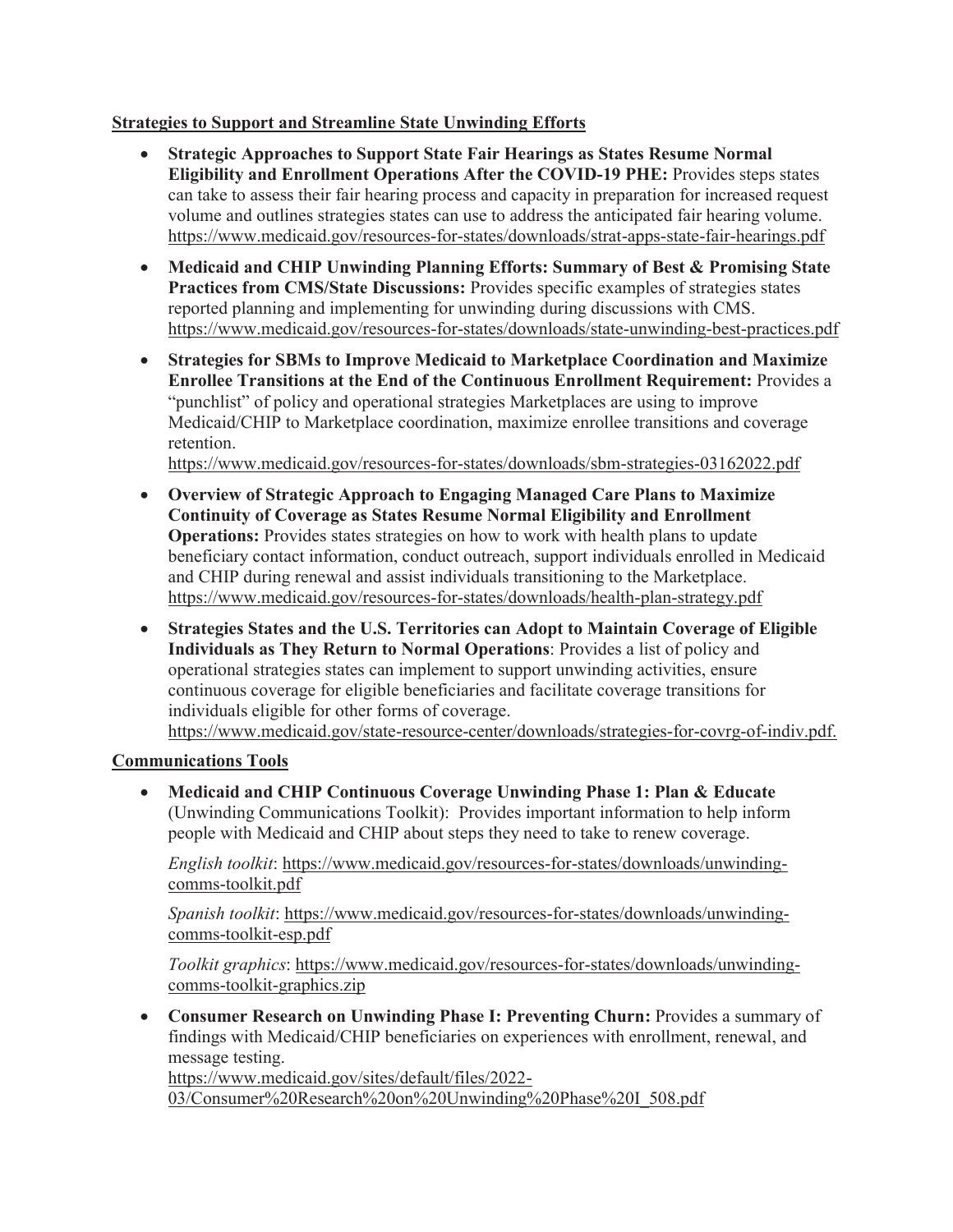**Strategies to Support and Streamline State Unwinding Efforts**

- **Strategic Approaches to Support State Fair Hearings as States Resume Normal Eligibility and Enrollment Operations After the COVID-19 PHE:** Provides steps states can take to assess their fair hearing process and capacity in preparation for increased request volume and outlines strategies states can use to address the anticipated fair hearing volume. https://www.medicaid.gov/resources-for-states/downloads/strat-apps-state-fair-hearings.pdf

- **Medicaid and CHIP Unwinding Planning Efforts: Summary of Best & Promising State Practices from CMS/State Discussions:** Provides specific examples of strategies states reported planning and implementing for unwinding during discussions with CMS. https://www.medicaid.gov/resources-for-states/downloads/state-unwinding-best-practices.pdf

- **Strategies for SBMs to Improve Medicaid to Marketplace Coordination and Maximize Enrollee Transitions at the End of the Continuous Enrollment Requirement:** Provides a "punchlist" of policy and operational strategies Marketplaces are using to improve Medicaid/CHIP to Marketplace coordination, maximize enrollee transitions and coverage retention.
https://www.medicaid.gov/resources-for-states/downloads/sbm-strategies-03162022.pdf

- **Overview of Strategic Approach to Engaging Managed Care Plans to Maximize Continuity of Coverage as States Resume Normal Eligibility and Enrollment Operations:** Provides states strategies on how to work with health plans to update beneficiary contact information, conduct outreach, support individuals enrolled in Medicaid and CHIP during renewal and assist individuals transitioning to the Marketplace. https://www.medicaid.gov/resources-for-states/downloads/health-plan-strategy.pdf

- **Strategies States and the U.S. Territories can Adopt to Maintain Coverage of Eligible Individuals as They Return to Normal Operations**: Provides a list of policy and operational strategies states can implement to support unwinding activities, ensure continuous coverage for eligible beneficiaries and facilitate coverage transitions for individuals eligible for other forms of coverage.
https://www.medicaid.gov/state-resource-center/downloads/strategies-for-covrg-of-indiv.pdf.

**Communications Tools**

- **Medicaid and CHIP Continuous Coverage Unwinding Phase 1: Plan & Educate** (Unwinding Communications Toolkit): Provides important information to help inform people with Medicaid and CHIP about steps they need to take to renew coverage.

  *English toolkit*: https://www.medicaid.gov/resources-for-states/downloads/unwinding-comms-toolkit.pdf

  *Spanish toolkit*: https://www.medicaid.gov/resources-for-states/downloads/unwinding-comms-toolkit-esp.pdf

  *Toolkit graphics*: https://www.medicaid.gov/resources-for-states/downloads/unwinding-comms-toolkit-graphics.zip

- **Consumer Research on Unwinding Phase I: Preventing Churn:** Provides a summary of findings with Medicaid/CHIP beneficiaries on experiences with enrollment, renewal, and message testing.
https://www.medicaid.gov/sites/default/files/2022-03/Consumer%20Research%20on%20Unwinding%20Phase%20I_508.pdf